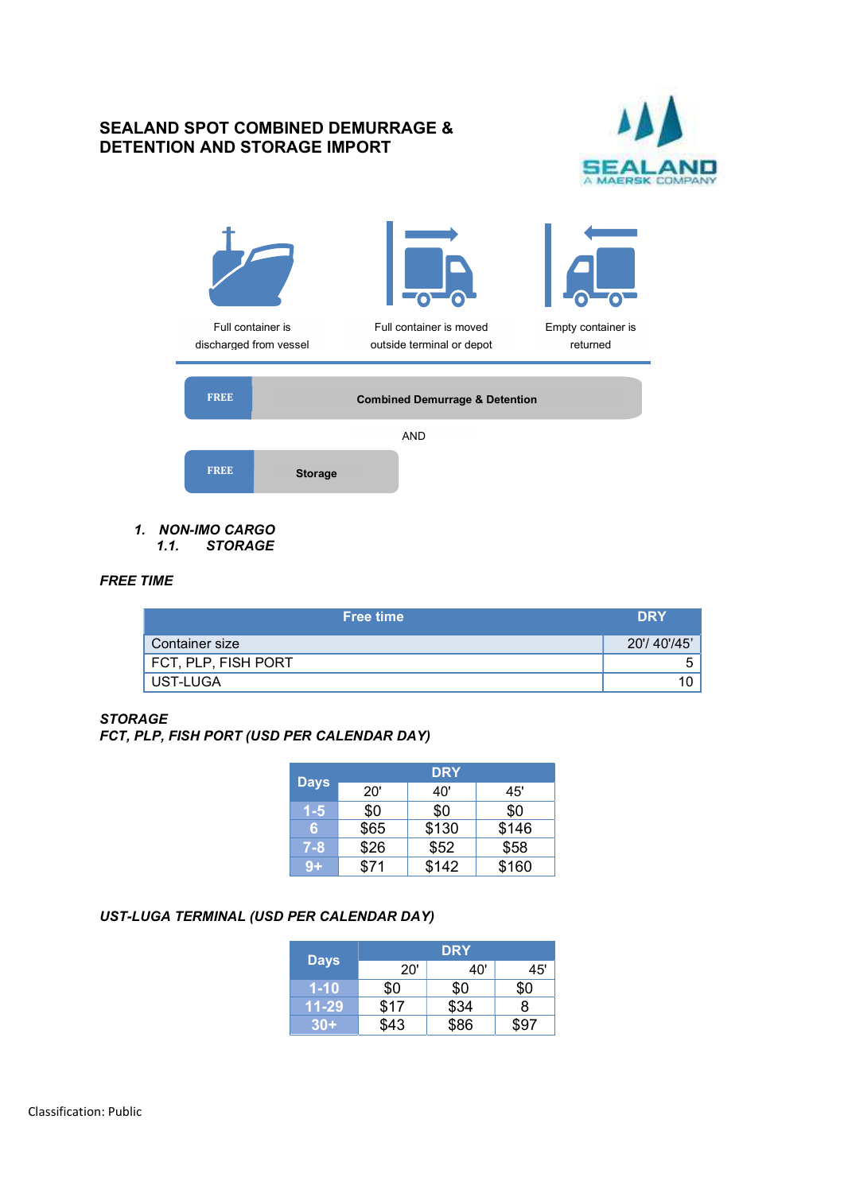# SEALAND SPOT COMBINED DEMURRAGE & DETENTION AND STORAGE IMPORT

Full container is discharged from vessel

Full container is moved outside terminal or depot

Empty container is returned

FREE | Combined Demurrage & Detention

AND

FREE | Storage

***1. NON-IMO CARGO***

***1.1. STORAGE***

***FREE TIME***

| Free time | DRY |
|---|---|
| Container size | 20'/ 40'/45' |
| FCT, PLP, FISH PORT | 5 |
| UST-LUGA | 10 |

***STORAGE***

***FCT, PLP, FISH PORT (USD PER CALENDAR DAY)***

| Days | DRY | | |
|---|---|---|---|
| | 20' | 40' | 45' |
| 1-5 | $0 | $0 | $0 |
| 6 | $65 | $130 | $146 |
| 7-8 | $26 | $52 | $58 |
| 9+ | $71 | $142 | $160 |

***UST-LUGA TERMINAL (USD PER CALENDAR DAY)***

| Days | DRY | | |
|---|---|---|---|
| | 20' | 40' | 45' |
| 1-10 | $0 | $0 | $0 |
| 11-29 | $17 | $34 | 8 |
| 30+ | $43 | $86 | $97 |

Classification: Public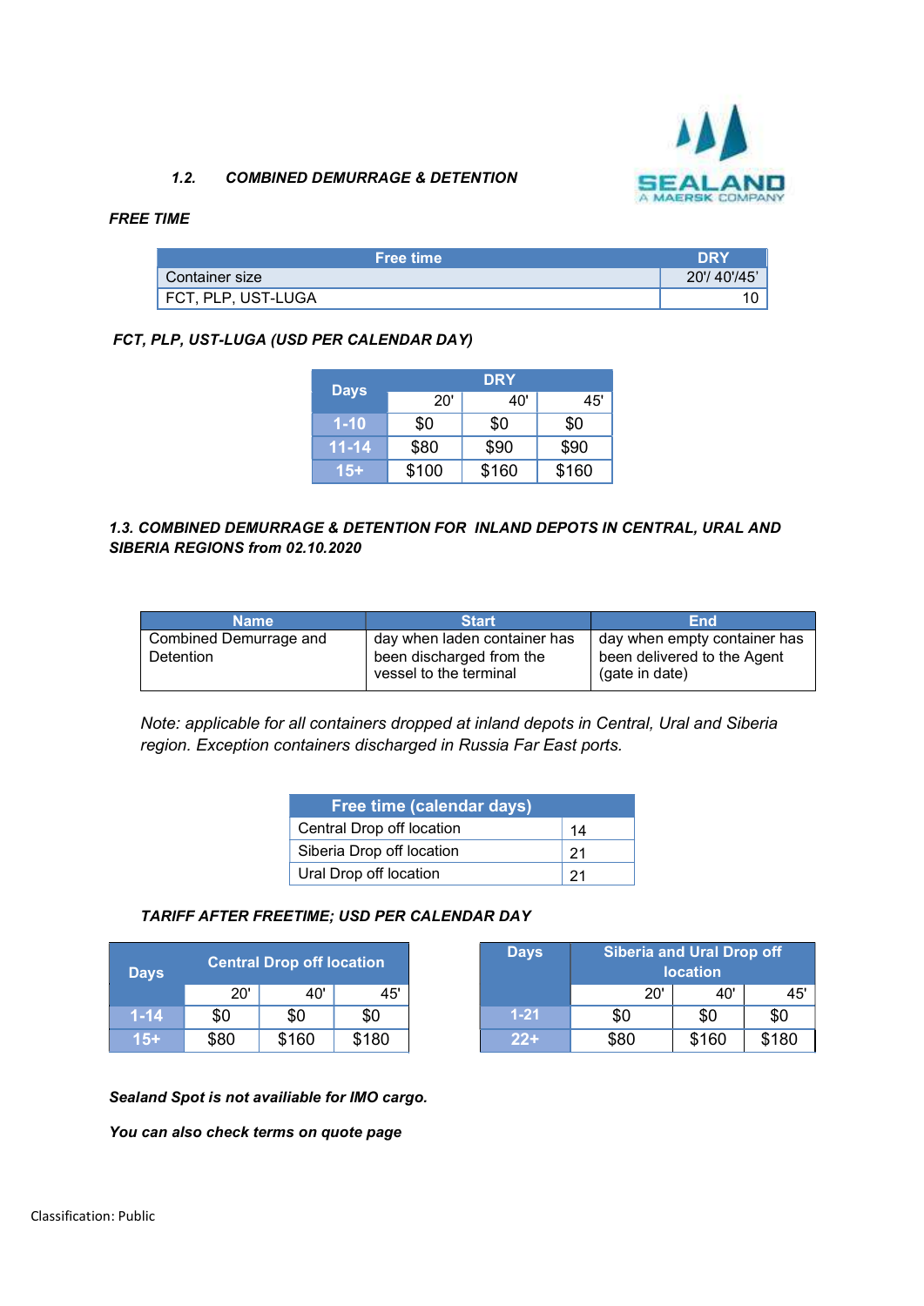### *1.2. COMBINED DEMURRAGE & DETENTION*

***FREE TIME***

| Free time | DRY |
|---|---|
| Container size | 20'/ 40'/45' |
| FCT, PLP, UST-LUGA | 10 |

***FCT, PLP, UST-LUGA (USD PER CALENDAR DAY)***

| Days | DRY | | |
|---|---|---|---|
| | 20' | 40' | 45' |
| 1-10 | $0 | $0 | $0 |
| 11-14 | $80 | $90 | $90 |
| 15+ | $100 | $160 | $160 |

***1.3. COMBINED DEMURRAGE & DETENTION FOR INLAND DEPOTS IN CENTRAL, URAL AND SIBERIA REGIONS from 02.10.2020***

| Name | Start | End |
|---|---|---|
| Combined Demurrage and Detention | day when laden container has been discharged from the vessel to the terminal | day when empty container has been delivered to the Agent (gate in date) |

*Note: applicable for all containers dropped at inland depots in Central, Ural and Siberia region. Exception containers discharged in Russia Far East ports.*

| Free time (calendar days) | |
|---|---|
| Central Drop off location | 14 |
| Siberia Drop off location | 21 |
| Ural Drop off location | 21 |

***TARIFF AFTER FREETIME; USD PER CALENDAR DAY***

| Days | Central Drop off location | | |
|---|---|---|---|
| | 20' | 40' | 45' |
| 1-14 | $0 | $0 | $0 |
| 15+ | $80 | $160 | $180 |

| Days | Siberia and Ural Drop off location | | |
|---|---|---|---|
| | 20' | 40' | 45' |
| 1-21 | $0 | $0 | $0 |
| 22+ | $80 | $160 | $180 |

***Sealand Spot is not availiable for IMO cargo.***

***You can also check terms on quote page***

Classification: Public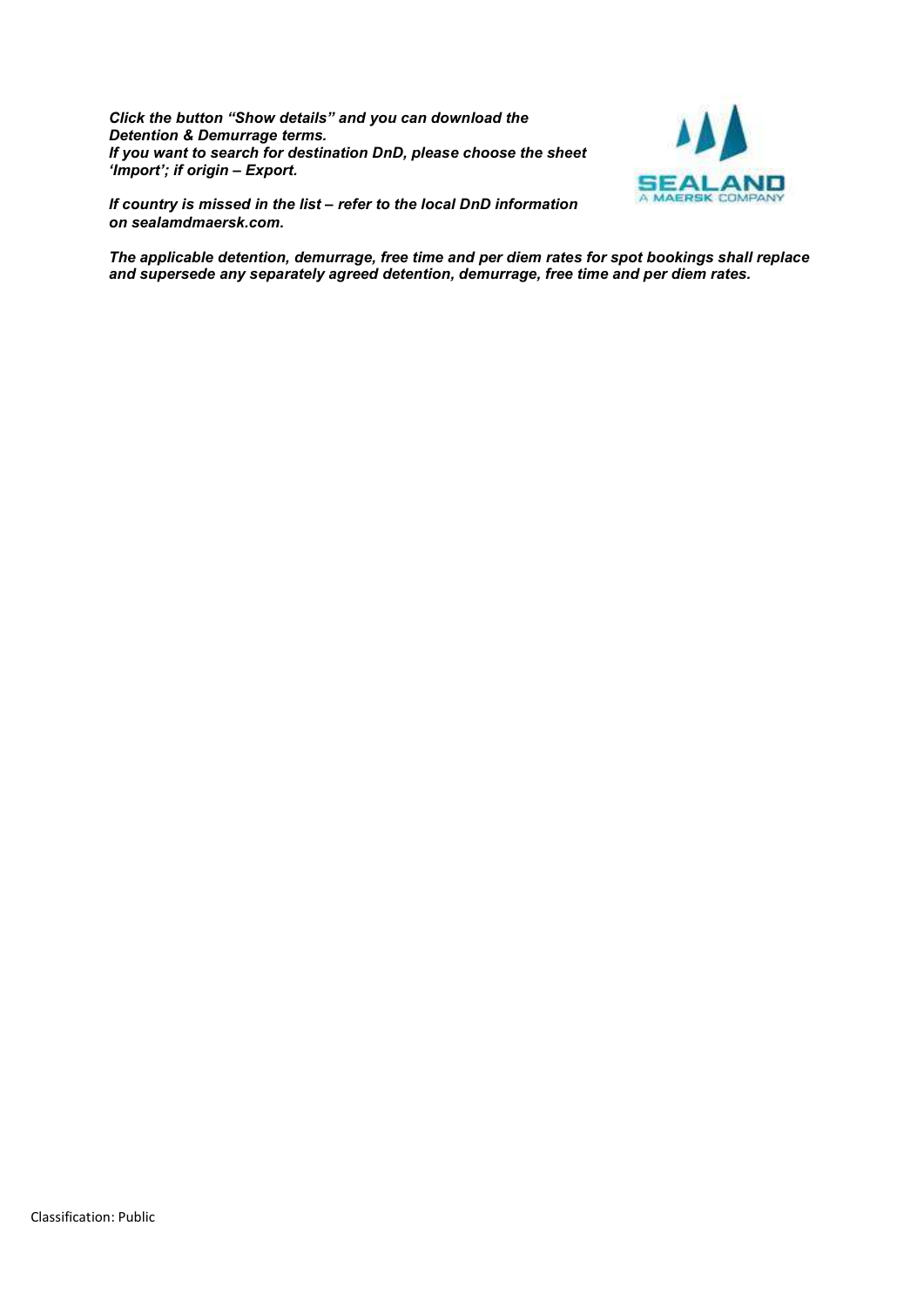***Click the button "Show details" and you can download the Detention & Demurrage terms.***
***If you want to search for destination DnD, please choose the sheet 'Import'; if origin – Export.***

***If country is missed in the list – refer to the local DnD information on sealamdmaersk.com.***

***The applicable detention, demurrage, free time and per diem rates for spot bookings shall replace and supersede any separately agreed detention, demurrage, free time and per diem rates.***

Classification: Public